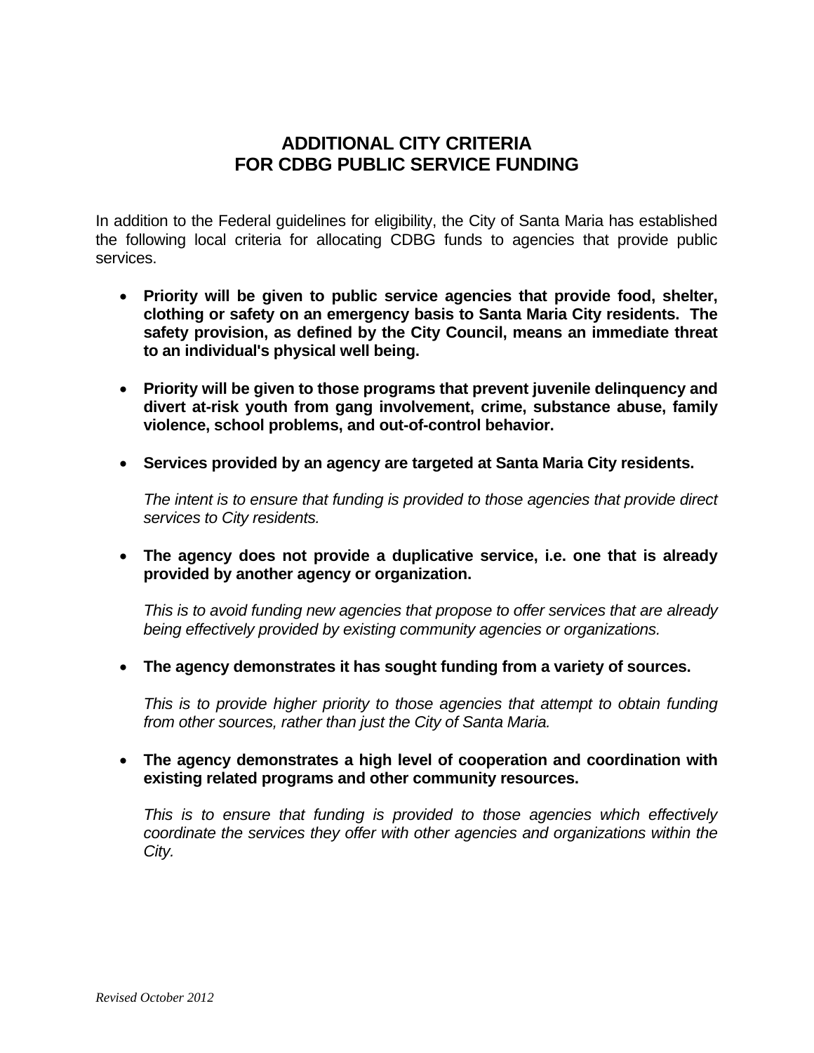# ADDITIONAL CITY CRITERIA
# FOR CDBG PUBLIC SERVICE FUNDING

In addition to the Federal guidelines for eligibility, the City of Santa Maria has established the following local criteria for allocating CDBG funds to agencies that provide public services.

- **Priority will be given to public service agencies that provide food, shelter, clothing or safety on an emergency basis to Santa Maria City residents. The safety provision, as defined by the City Council, means an immediate threat to an individual's physical well being.**

- **Priority will be given to those programs that prevent juvenile delinquency and divert at-risk youth from gang involvement, crime, substance abuse, family violence, school problems, and out-of-control behavior.**

- **Services provided by an agency are targeted at Santa Maria City residents.**

  *The intent is to ensure that funding is provided to those agencies that provide direct services to City residents.*

- **The agency does not provide a duplicative service, i.e. one that is already provided by another agency or organization.**

  *This is to avoid funding new agencies that propose to offer services that are already being effectively provided by existing community agencies or organizations.*

- **The agency demonstrates it has sought funding from a variety of sources.**

  *This is to provide higher priority to those agencies that attempt to obtain funding from other sources, rather than just the City of Santa Maria.*

- **The agency demonstrates a high level of cooperation and coordination with existing related programs and other community resources.**

  *This is to ensure that funding is provided to those agencies which effectively coordinate the services they offer with other agencies and organizations within the City.*

*Revised October 2012*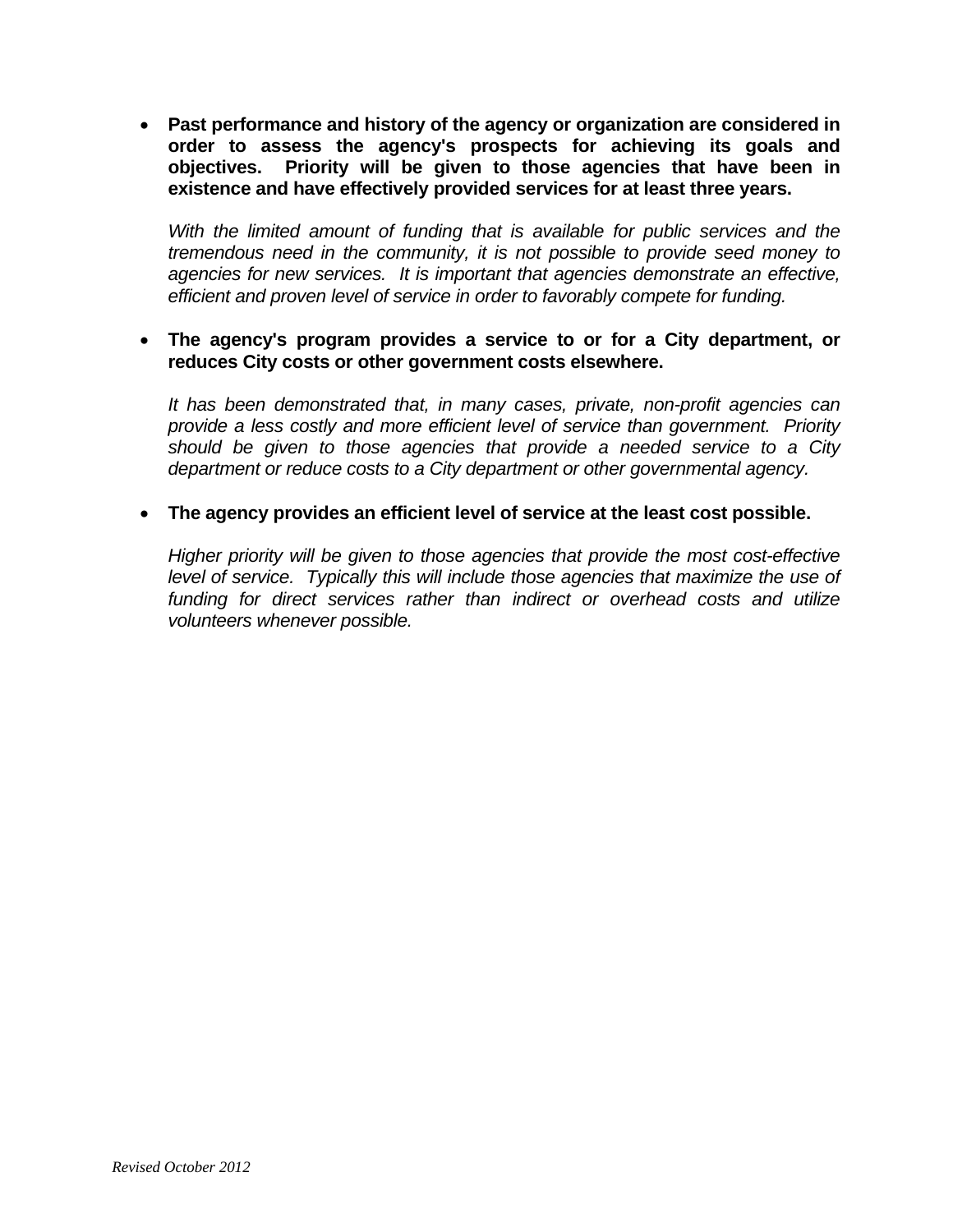- **Past performance and history of the agency or organization are considered in order to assess the agency's prospects for achieving its goals and objectives. Priority will be given to those agencies that have been in existence and have effectively provided services for at least three years.**

  *With the limited amount of funding that is available for public services and the tremendous need in the community, it is not possible to provide seed money to agencies for new services. It is important that agencies demonstrate an effective, efficient and proven level of service in order to favorably compete for funding.*

- **The agency's program provides a service to or for a City department, or reduces City costs or other government costs elsewhere.**

  *It has been demonstrated that, in many cases, private, non-profit agencies can provide a less costly and more efficient level of service than government. Priority should be given to those agencies that provide a needed service to a City department or reduce costs to a City department or other governmental agency.*

- **The agency provides an efficient level of service at the least cost possible.**

  *Higher priority will be given to those agencies that provide the most cost-effective level of service. Typically this will include those agencies that maximize the use of funding for direct services rather than indirect or overhead costs and utilize volunteers whenever possible.*

*Revised October 2012*